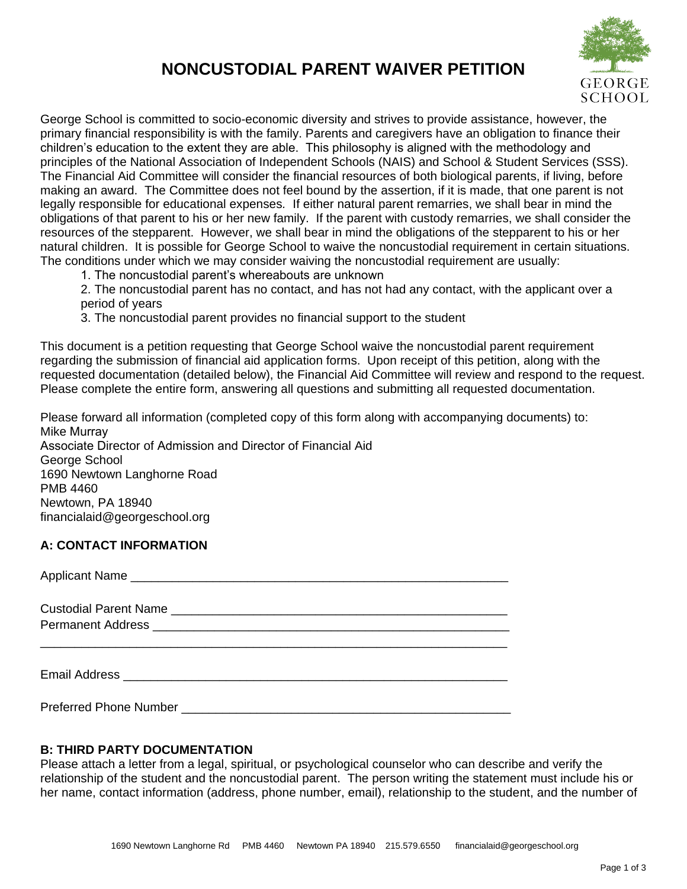# NONCUSTODIAL PARENT WAIVER PETITION

GEORGE SCHOOL

George School is committed to socio-economic diversity and strives to provide assistance, however, the primary financial responsibility is with the family. Parents and caregivers have an obligation to finance their children's education to the extent they are able. This philosophy is aligned with the methodology and principles of the National Association of Independent Schools (NAIS) and School & Student Services (SSS). The Financial Aid Committee will consider the financial resources of both biological parents, if living, before making an award. The Committee does not feel bound by the assertion, if it is made, that one parent is not legally responsible for educational expenses. If either natural parent remarries, we shall bear in mind the obligations of that parent to his or her new family. If the parent with custody remarries, we shall consider the resources of the stepparent. However, we shall bear in mind the obligations of the stepparent to his or her natural children. It is possible for George School to waive the noncustodial requirement in certain situations. The conditions under which we may consider waiving the noncustodial requirement are usually:

1. The noncustodial parent's whereabouts are unknown
2. The noncustodial parent has no contact, and has not had any contact, with the applicant over a period of years
3. The noncustodial parent provides no financial support to the student

This document is a petition requesting that George School waive the noncustodial parent requirement regarding the submission of financial aid application forms. Upon receipt of this petition, along with the requested documentation (detailed below), the Financial Aid Committee will review and respond to the request. Please complete the entire form, answering all questions and submitting all requested documentation.

Please forward all information (completed copy of this form along with accompanying documents) to:
Mike Murray
Associate Director of Admission and Director of Financial Aid
George School
1690 Newtown Langhorne Road
PMB 4460
Newtown, PA 18940
financialaid@georgeschool.org

**A: CONTACT INFORMATION**

Applicant Name ________________________________________________________

Custodial Parent Name ___________________________________________________
Permanent Address ______________________________________________________
_____________________________________________________________________

Email Address _________________________________________________________

Preferred Phone Number _________________________________________________

**B: THIRD PARTY DOCUMENTATION**
Please attach a letter from a legal, spiritual, or psychological counselor who can describe and verify the relationship of the student and the noncustodial parent. The person writing the statement must include his or her name, contact information (address, phone number, email), relationship to the student, and the number of

1690 Newtown Langhorne Rd PMB 4460 Newtown PA 18940 215.579.6550 financialaid@georgeschool.org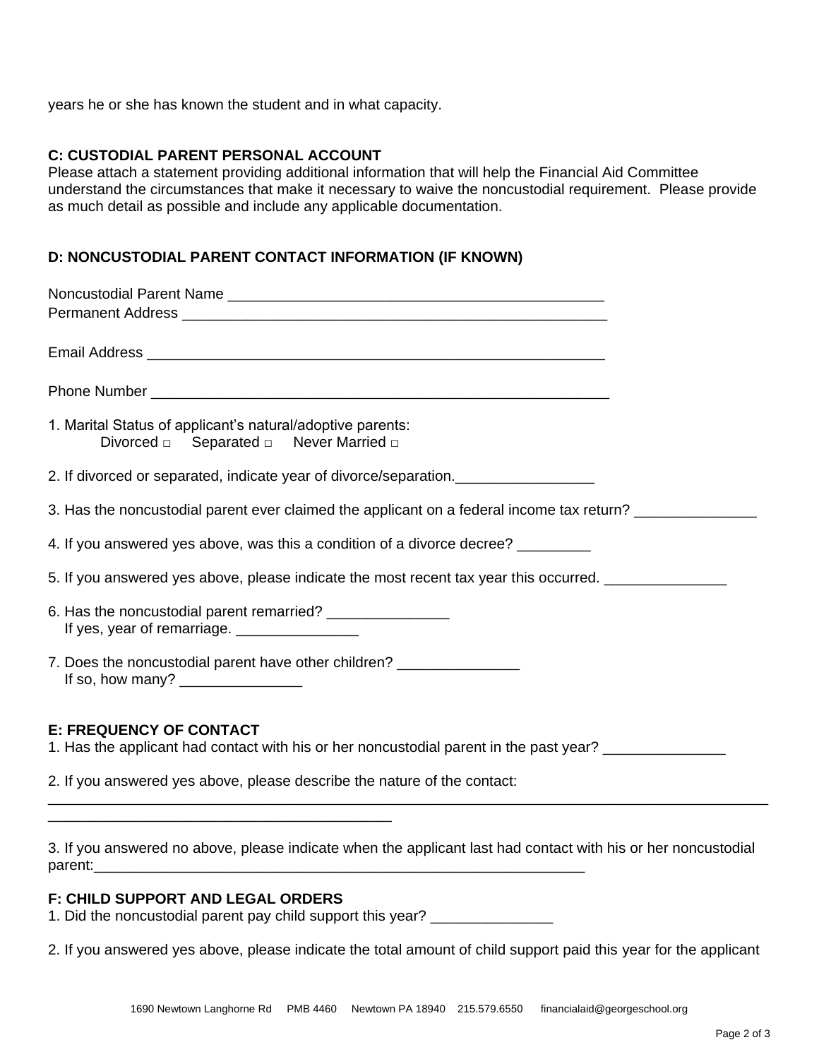years he or she has known the student and in what capacity.

### C: CUSTODIAL PARENT PERSONAL ACCOUNT

Please attach a statement providing additional information that will help the Financial Aid Committee understand the circumstances that make it necessary to waive the noncustodial requirement. Please provide as much detail as possible and include any applicable documentation.

### D: NONCUSTODIAL PARENT CONTACT INFORMATION (IF KNOWN)

Noncustodial Parent Name ________________________________________________

Permanent Address _______________________________________________________

Email Address ___________________________________________________________

Phone Number ___________________________________________________________

1. Marital Status of applicant's natural/adoptive parents:
   Divorced □ Separated □ Never Married □

2. If divorced or separated, indicate year of divorce/separation.________________

3. Has the noncustodial parent ever claimed the applicant on a federal income tax return? ______________

4. If you answered yes above, was this a condition of a divorce decree? _________

5. If you answered yes above, please indicate the most recent tax year this occurred. ______________

6. Has the noncustodial parent remarried? ______________
   If yes, year of remarriage. ______________

7. Does the noncustodial parent have other children? ______________
   If so, how many? ______________

### E: FREQUENCY OF CONTACT

1. Has the applicant had contact with his or her noncustodial parent in the past year? ______________

2. If you answered yes above, please describe the nature of the contact:
_____________________________________________________________________________________
________________________________________

3. If you answered no above, please indicate when the applicant last had contact with his or her noncustodial parent:_____________________________________________________________

### F: CHILD SUPPORT AND LEGAL ORDERS

1. Did the noncustodial parent pay child support this year? ______________

2. If you answered yes above, please indicate the total amount of child support paid this year for the applicant

1690 Newtown Langhorne Rd PMB 4460 Newtown PA 18940 215.579.6550 financialaid@georgeschool.org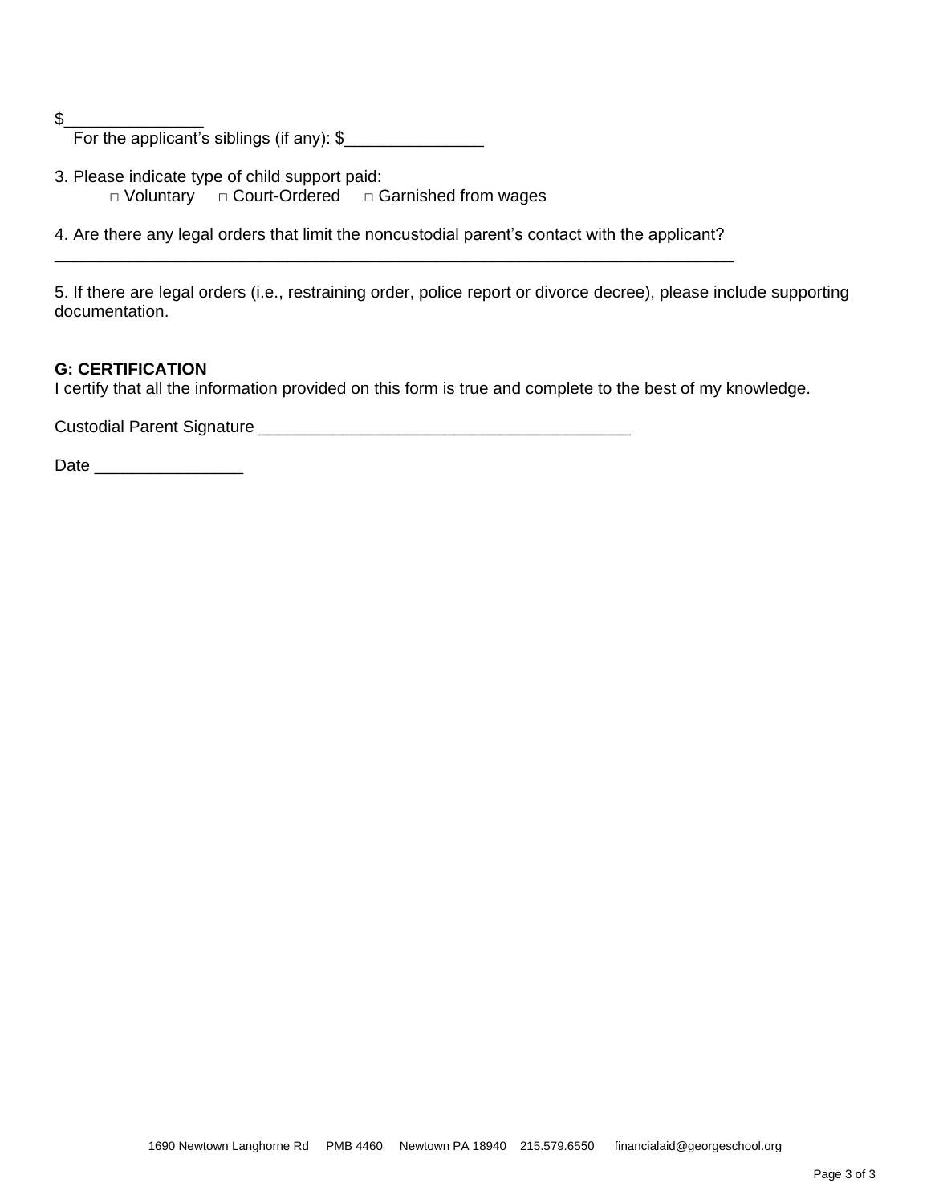$_______________

For the applicant's siblings (if any): $_______________

3. Please indicate type of child support paid:

□ Voluntary  □ Court-Ordered  □ Garnished from wages

4. Are there any legal orders that limit the noncustodial parent's contact with the applicant?

_____________________________________________________________________________

5. If there are legal orders (i.e., restraining order, police report or divorce decree), please include supporting documentation.

**G: CERTIFICATION**

I certify that all the information provided on this form is true and complete to the best of my knowledge.

Custodial Parent Signature _________________________________________

Date ________________

1690 Newtown Langhorne Rd  PMB 4460  Newtown PA 18940  215.579.6550  financialaid@georgeschool.org